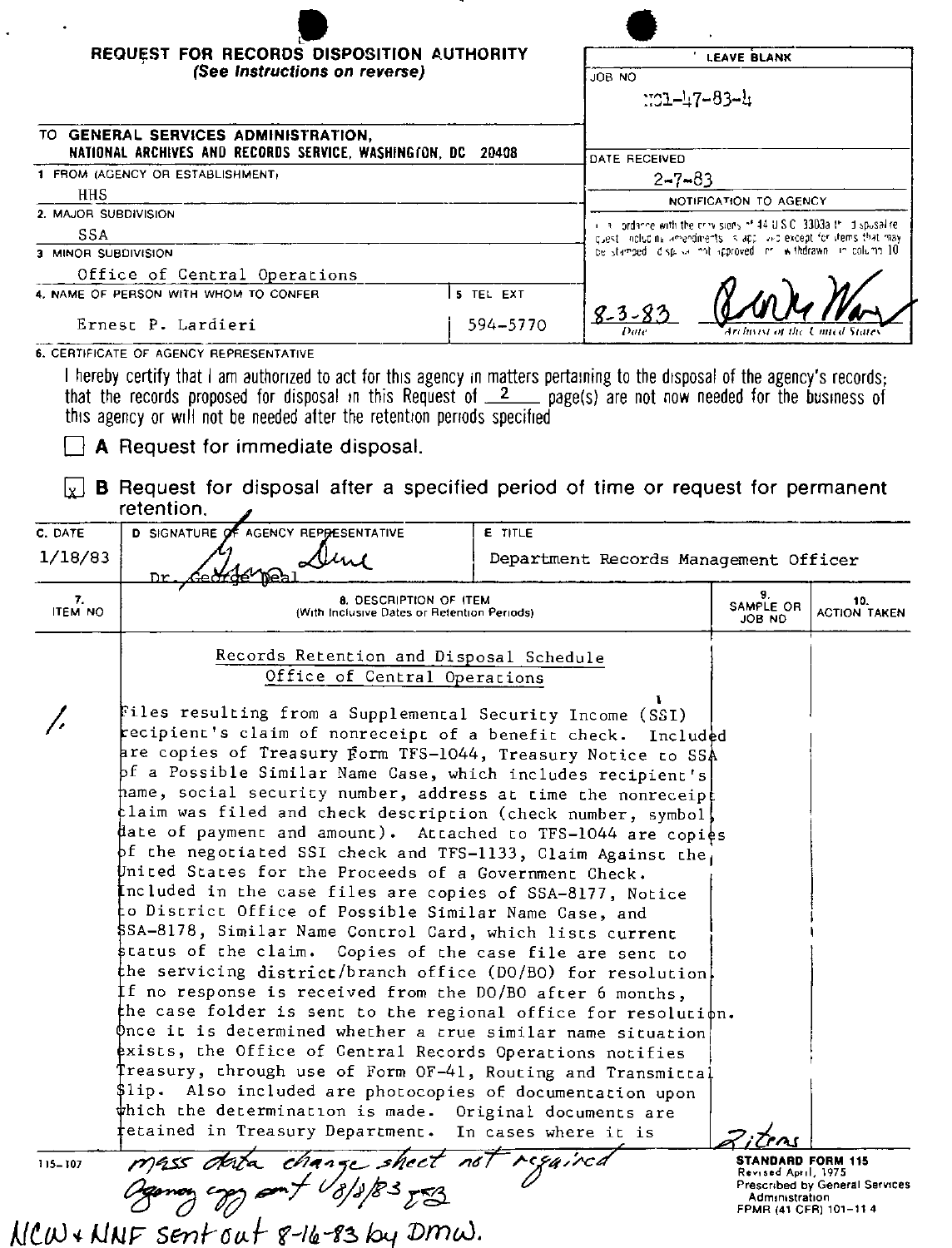# REQUEST FOR RECORDS DISPOSITION AUTHORITY

*(See Instructions on reverse)*

| LEAVE BLANK |
|---|
| JOB NO: NC1-47-83-4 |
| DATE RECEIVED: 2-7-83 |
| NOTIFICATION TO AGENCY |
| In accordance with the provisions of 44 U.S.C. 3303a the disposal request, including amendments, is approved except for items that may be stamped "disposal not approved" or "withdrawn" in column 10. |
| 8-3-83 (Date) — [signature] Archivist of the United States |

TO **GENERAL SERVICES ADMINISTRATION, NATIONAL ARCHIVES AND RECORDS SERVICE, WASHINGTON, DC 20408**

1. FROM (AGENCY OR ESTABLISHMENT): HHS
2. MAJOR SUBDIVISION: SSA
3. MINOR SUBDIVISION: Office of Central Operations
4. NAME OF PERSON WITH WHOM TO CONFER: Ernest P. Lardieri
5. TEL EXT: 594-5770

6. CERTIFICATE OF AGENCY REPRESENTATIVE

I hereby certify that I am authorized to act for this agency in matters pertaining to the disposal of the agency's records; that the records proposed for disposal in this Request of 2 page(s) are not now needed for the business of this agency or will not be needed after the retention periods specified

☐ **A** Request for immediate disposal.

☒ **B** Request for disposal after a specified period of time or request for permanent retention.

| C. DATE | D. SIGNATURE OF AGENCY REPRESENTATIVE | E. TITLE |
|---|---|---|
| 1/18/83 | [signature] Dr. George Deal | Department Records Management Officer |

| 7. ITEM NO | 8. DESCRIPTION OF ITEM (With Inclusive Dates or Retention Periods) | 9. SAMPLE OR JOB NO | 10. ACTION TAKEN |
|---|---|---|---|
| | Records Retention and Disposal Schedule<br>Office of Central Operations | | |
| 1. | Files resulting from a Supplemental Security Income (SSI) recipient's claim of nonreceipt of a benefit check. Included are copies of Treasury Form TFS-1044, Treasury Notice to SSA of a Possible Similar Name Case, which includes recipient's name, social security number, address at time the nonreceipt claim was filed and check description (check number, symbol, date of payment and amount). Attached to TFS-1044 are copies of the negotiated SSI check and TFS-1133, Claim Against the United States for the Proceeds of a Government Check. Included in the case files are copies of SSA-8177, Notice to District Office of Possible Similar Name Case, and SSA-8178, Similar Name Control Card, which lists current status of the claim. Copies of the case file are sent to the servicing district/branch office (DO/BO) for resolution. If no response is received from the DO/BO after 6 months, the case folder is sent to the regional office for resolution. Once it is determined whether a true similar name situation exists, the Office of Central Records Operations notifies Treasury, through use of Form OF-41, Routing and Transmittal Slip. Also included are photocopies of documentation upon which the determination is made. Original documents are retained in Treasury Department. In cases where it is | 2 items | |

115-107

mass data change sheet not required
Agency copy sent 8/8/83 [initials]
NCW + NNF sent out 8-16-83 by DMW.

**STANDARD FORM 115**
Revised April, 1975
Prescribed by General Services Administration
FPMR (41 CFR) 101-11.4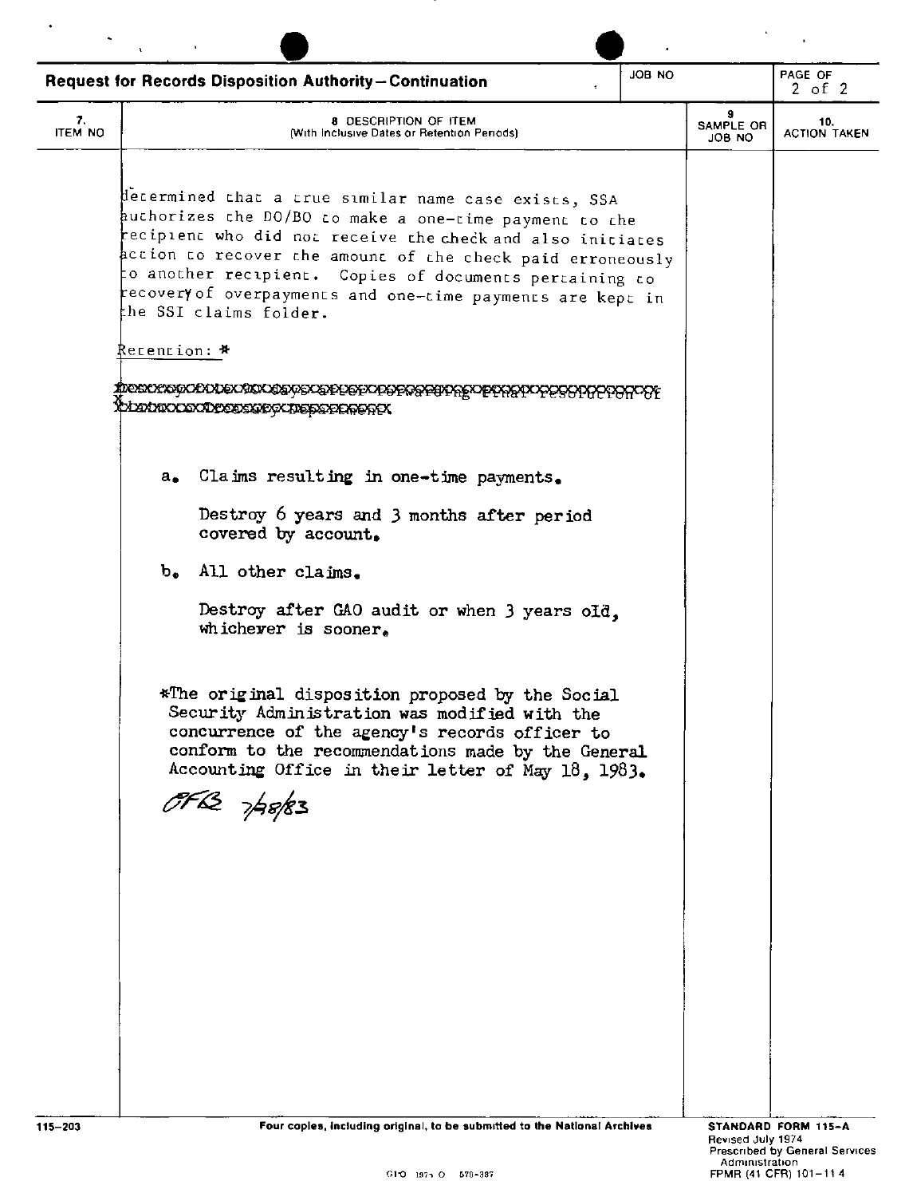# Request for Records Disposition Authority—Continuation

| 7. ITEM NO | 8. DESCRIPTION OF ITEM (With Inclusive Dates or Retention Periods) | 9. SAMPLE OR JOB NO | 10. ACTION TAKEN |
|---|---|---|---|
| | determined that a true similar name case exists, SSA authorizes the DO/BO to make a one-time payment to the recipient who did not receive the check and also initiates action to recover the amount of the check paid erroneously to another recipient. Copies of documents pertaining to recovery of overpayments and one-time payments are kept in the SSI claims folder. | | |
| | Retention: * | | |
| | ~~Destroy 6 years 3 months after forwarding final resolution of claim to the Treasury Department.~~ | | |
| | a. Claims resulting in one-time payments. | | |
| | Destroy 6 years and 3 months after period covered by account. | | |
| | b. All other claims. | | |
| | Destroy after GAO audit or when 3 years old, whichever is sooner. | | |
| | *The original disposition proposed by the Social Security Administration was modified with the concurrence of the agency's records officer to conform to the recommendations made by the General Accounting Office in their letter of May 18, 1983. | | |
| | OFB 7/18/83 | | |

115-203

Four copies, including original, to be submitted to the National Archives

STANDARD FORM 115-A
Revised July 1974
Prescribed by General Services Administration
FPMR (41 CFR) 101-11.4